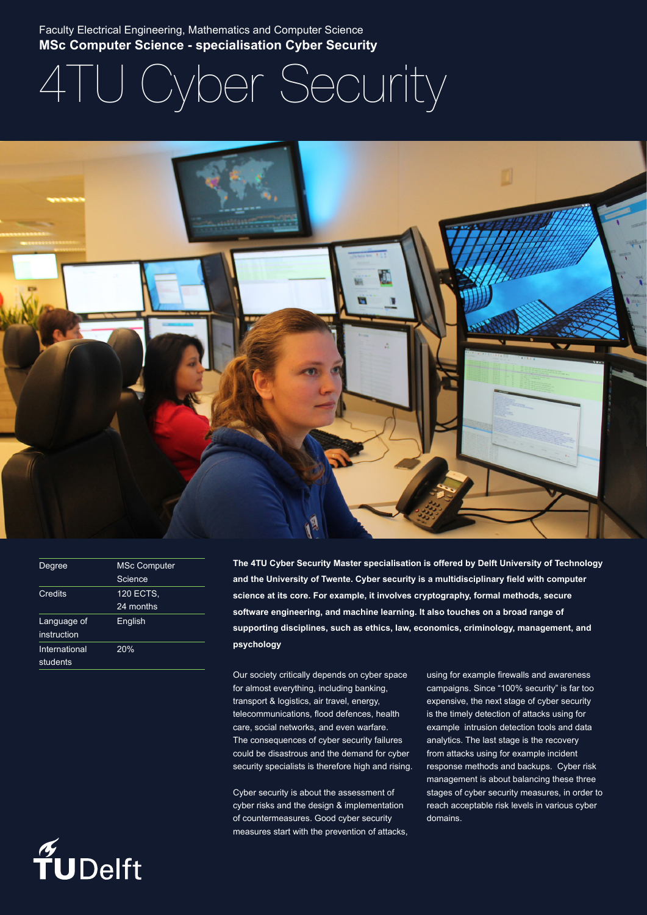Faculty Electrical Engineering, Mathematics and Computer Science

**MSc Computer Science - specialisation Cyber Security**

# 4TU Cyber Security

| Degree | MSc Computer Science |
| --- | --- |
| Credits | 120 ECTS, 24 months |
| Language of instruction | English |
| International students | 20% |

**The 4TU Cyber Security Master specialisation is offered by Delft University of Technology and the University of Twente. Cyber security is a multidisciplinary field with computer science at its core. For example, it involves cryptography, formal methods, secure software engineering, and machine learning. It also touches on a broad range of supporting disciplines, such as ethics, law, economics, criminology, management, and psychology**

Our society critically depends on cyber space for almost everything, including banking, transport & logistics, air travel, energy, telecommunications, flood defences, health care, social networks, and even warfare. The consequences of cyber security failures could be disastrous and the demand for cyber security specialists is therefore high and rising.

Cyber security is about the assessment of cyber risks and the design & implementation of countermeasures. Good cyber security measures start with the prevention of attacks, using for example firewalls and awareness campaigns. Since "100% security" is far too expensive, the next stage of cyber security is the timely detection of attacks using for example intrusion detection tools and data analytics. The last stage is the recovery from attacks using for example incident response methods and backups. Cyber risk management is about balancing these three stages of cyber security measures, in order to reach acceptable risk levels in various cyber domains.

TUDelft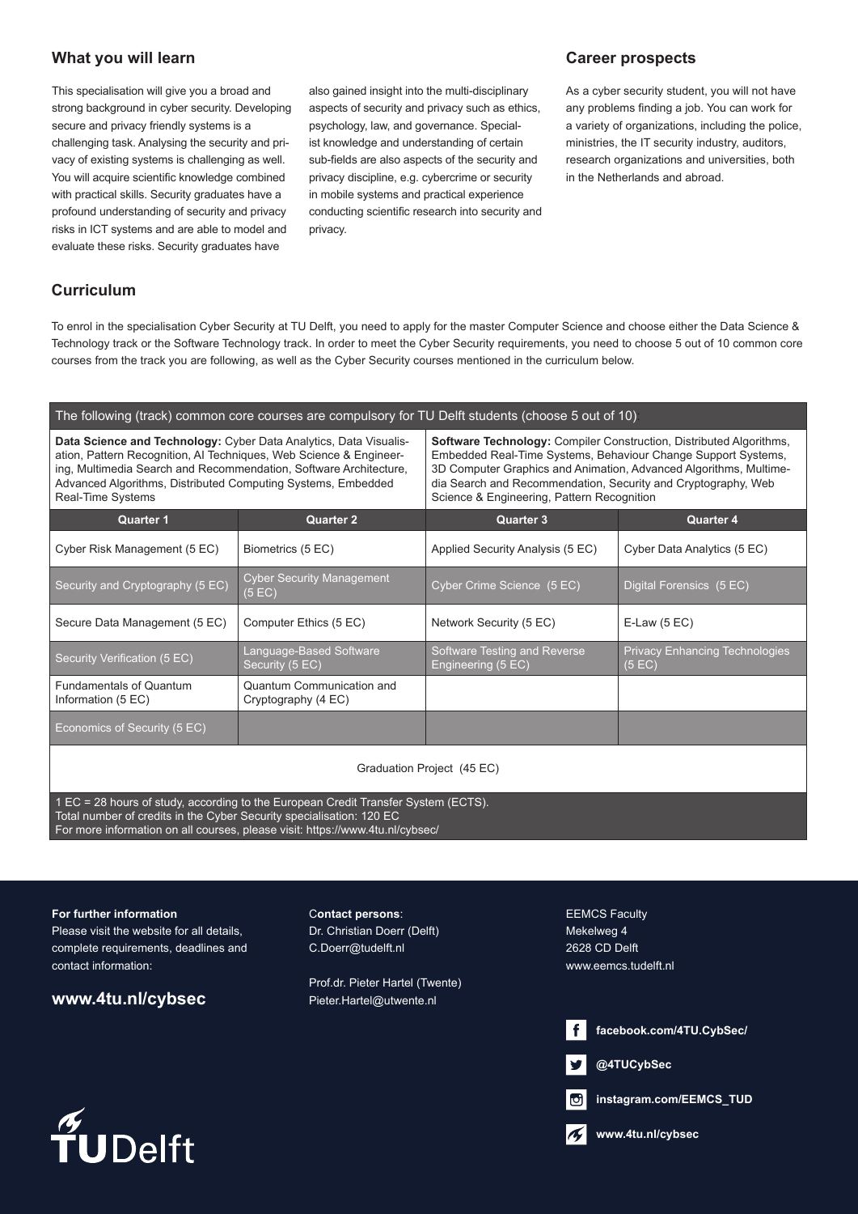## What you will learn

This specialisation will give you a broad and strong background in cyber security. Developing secure and privacy friendly systems is a challenging task. Analysing the security and privacy of existing systems is challenging as well. You will acquire scientific knowledge combined with practical skills. Security graduates have a profound understanding of security and privacy risks in ICT systems and are able to model and evaluate these risks. Security graduates have also gained insight into the multi-disciplinary aspects of security and privacy such as ethics, psychology, law, and governance. Specialist knowledge and understanding of certain sub-fields are also aspects of the security and privacy discipline, e.g. cybercrime or security in mobile systems and practical experience conducting scientific research into security and privacy.

## Career prospects

As a cyber security student, you will not have any problems finding a job. You can work for a variety of organizations, including the police, ministries, the IT security industry, auditors, research organizations and universities, both in the Netherlands and abroad.

## Curriculum

To enrol in the specialisation Cyber Security at TU Delft, you need to apply for the master Computer Science and choose either the Data Science & Technology track or the Software Technology track. In order to meet the Cyber Security requirements, you need to choose 5 out of 10 common core courses from the track you are following, as well as the Cyber Security courses mentioned in the curriculum below.

| The following (track) common core courses are compulsory for TU Delft students (choose 5 out of 10) | | | |
|---|---|---|---|
| **Data Science and Technology:** Cyber Data Analytics, Data Visualisation, Pattern Recognition, AI Techniques, Web Science & Engineering, Multimedia Search and Recommendation, Software Architecture, Advanced Algorithms, Distributed Computing Systems, Embedded Real-Time Systems | | **Software Technology:** Compiler Construction, Distributed Algorithms, Embedded Real-Time Systems, Behaviour Change Support Systems, 3D Computer Graphics and Animation, Advanced Algorithms, Multimedia Search and Recommendation, Security and Cryptography, Web Science & Engineering, Pattern Recognition | |
| **Quarter 1** | **Quarter 2** | **Quarter 3** | **Quarter 4** |
| Cyber Risk Management (5 EC) | Biometrics (5 EC) | Applied Security Analysis (5 EC) | Cyber Data Analytics (5 EC) |
| Security and Cryptography (5 EC) | Cyber Security Management (5 EC) | Cyber Crime Science (5 EC) | Digital Forensics (5 EC) |
| Secure Data Management (5 EC) | Computer Ethics (5 EC) | Network Security (5 EC) | E-Law (5 EC) |
| Security Verification (5 EC) | Language-Based Software Security (5 EC) | Software Testing and Reverse Engineering (5 EC) | Privacy Enhancing Technologies (5 EC) |
| Fundamentals of Quantum Information (5 EC) | Quantum Communication and Cryptography (4 EC) | | |
| Economics of Security (5 EC) | | | |
| Graduation Project (45 EC) | | | |

1 EC = 28 hours of study, according to the European Credit Transfer System (ECTS).
Total number of credits in the Cyber Security specialisation: 120 EC
For more information on all courses, please visit: https://www.4tu.nl/cybsec/

**For further information**
Please visit the website for all details, complete requirements, deadlines and contact information:

**www.4tu.nl/cybsec**

**Contact persons**:
Dr. Christian Doerr (Delft)
C.Doerr@tudelft.nl

Prof.dr. Pieter Hartel (Twente)
Pieter.Hartel@utwente.nl

EEMCS Faculty
Mekelweg 4
2628 CD Delft
www.eemcs.tudelft.nl

**facebook.com/4TU.CybSec/**

**@4TUCybSec**

**instagram.com/EEMCS_TUD**

**www.4tu.nl/cybsec**

TU Delft